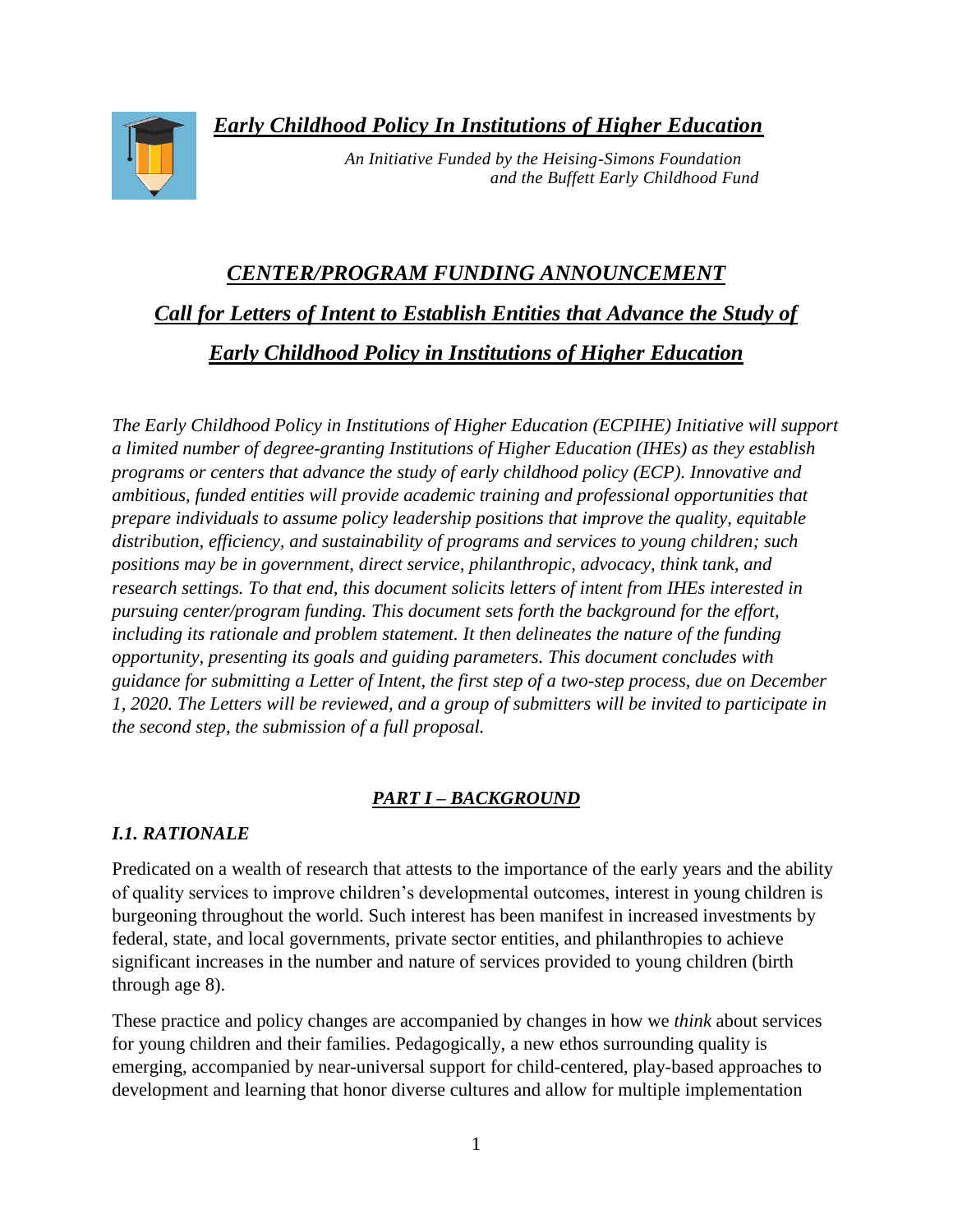# ***Early Childhood Policy In Institutions of Higher Education***

*An Initiative Funded by the Heising-Simons Foundation and the Buffett Early Childhood Fund*

## ***CENTER/PROGRAM FUNDING ANNOUNCEMENT***

## ***Call for Letters of Intent to Establish Entities that Advance the Study of Early Childhood Policy in Institutions of Higher Education***

*The Early Childhood Policy in Institutions of Higher Education (ECPIHE) Initiative will support a limited number of degree-granting Institutions of Higher Education (IHEs) as they establish programs or centers that advance the study of early childhood policy (ECP). Innovative and ambitious, funded entities will provide academic training and professional opportunities that prepare individuals to assume policy leadership positions that improve the quality, equitable distribution, efficiency, and sustainability of programs and services to young children; such positions may be in government, direct service, philanthropic, advocacy, think tank, and research settings. To that end, this document solicits letters of intent from IHEs interested in pursuing center/program funding. This document sets forth the background for the effort, including its rationale and problem statement. It then delineates the nature of the funding opportunity, presenting its goals and guiding parameters. This document concludes with guidance for submitting a Letter of Intent, the first step of a two-step process, due on December 1, 2020. The Letters will be reviewed, and a group of submitters will be invited to participate in the second step, the submission of a full proposal.*

## ***PART I – BACKGROUND***

### ***I.1. RATIONALE***

Predicated on a wealth of research that attests to the importance of the early years and the ability of quality services to improve children's developmental outcomes, interest in young children is burgeoning throughout the world. Such interest has been manifest in increased investments by federal, state, and local governments, private sector entities, and philanthropies to achieve significant increases in the number and nature of services provided to young children (birth through age 8).

These practice and policy changes are accompanied by changes in how we *think* about services for young children and their families. Pedagogically, a new ethos surrounding quality is emerging, accompanied by near-universal support for child-centered, play-based approaches to development and learning that honor diverse cultures and allow for multiple implementation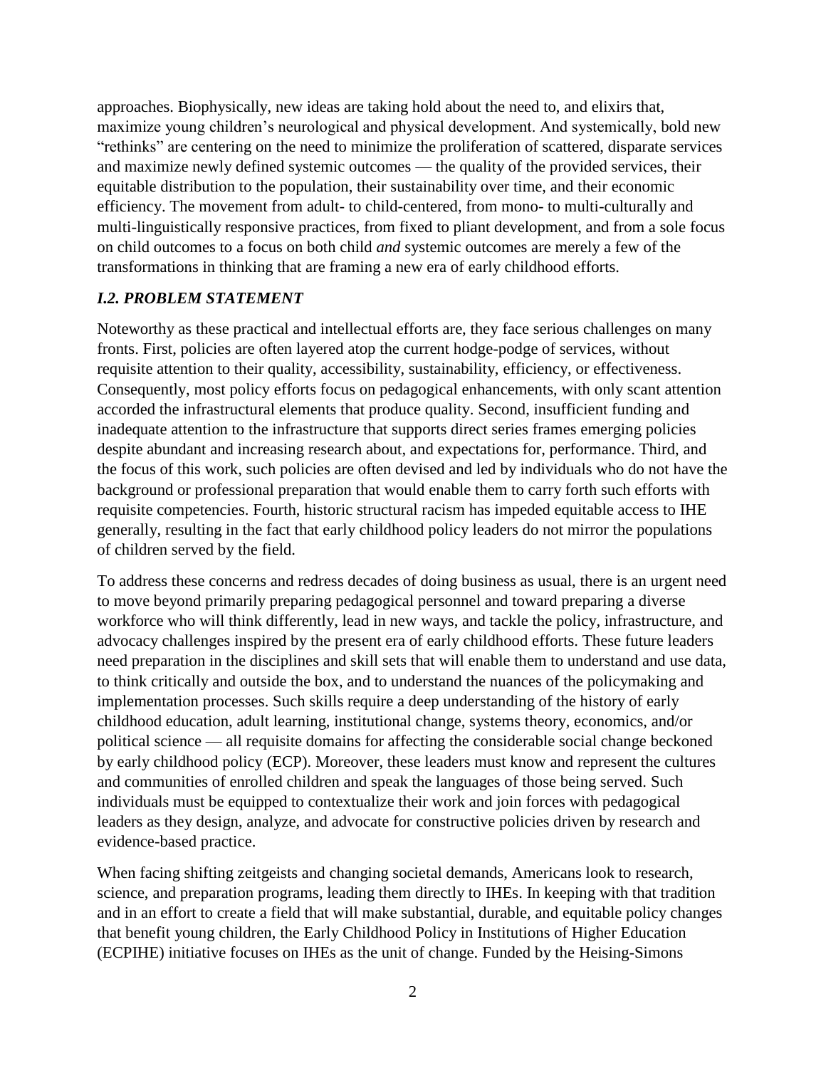approaches. Biophysically, new ideas are taking hold about the need to, and elixirs that, maximize young children's neurological and physical development. And systemically, bold new "rethinks" are centering on the need to minimize the proliferation of scattered, disparate services and maximize newly defined systemic outcomes — the quality of the provided services, their equitable distribution to the population, their sustainability over time, and their economic efficiency. The movement from adult- to child-centered, from mono- to multi-culturally and multi-linguistically responsive practices, from fixed to pliant development, and from a sole focus on child outcomes to a focus on both child *and* systemic outcomes are merely a few of the transformations in thinking that are framing a new era of early childhood efforts.

### *I.2. PROBLEM STATEMENT*

Noteworthy as these practical and intellectual efforts are, they face serious challenges on many fronts. First, policies are often layered atop the current hodge-podge of services, without requisite attention to their quality, accessibility, sustainability, efficiency, or effectiveness. Consequently, most policy efforts focus on pedagogical enhancements, with only scant attention accorded the infrastructural elements that produce quality. Second, insufficient funding and inadequate attention to the infrastructure that supports direct series frames emerging policies despite abundant and increasing research about, and expectations for, performance. Third, and the focus of this work, such policies are often devised and led by individuals who do not have the background or professional preparation that would enable them to carry forth such efforts with requisite competencies. Fourth, historic structural racism has impeded equitable access to IHE generally, resulting in the fact that early childhood policy leaders do not mirror the populations of children served by the field.

To address these concerns and redress decades of doing business as usual, there is an urgent need to move beyond primarily preparing pedagogical personnel and toward preparing a diverse workforce who will think differently, lead in new ways, and tackle the policy, infrastructure, and advocacy challenges inspired by the present era of early childhood efforts. These future leaders need preparation in the disciplines and skill sets that will enable them to understand and use data, to think critically and outside the box, and to understand the nuances of the policymaking and implementation processes. Such skills require a deep understanding of the history of early childhood education, adult learning, institutional change, systems theory, economics, and/or political science — all requisite domains for affecting the considerable social change beckoned by early childhood policy (ECP). Moreover, these leaders must know and represent the cultures and communities of enrolled children and speak the languages of those being served. Such individuals must be equipped to contextualize their work and join forces with pedagogical leaders as they design, analyze, and advocate for constructive policies driven by research and evidence-based practice.

When facing shifting zeitgeists and changing societal demands, Americans look to research, science, and preparation programs, leading them directly to IHEs. In keeping with that tradition and in an effort to create a field that will make substantial, durable, and equitable policy changes that benefit young children, the Early Childhood Policy in Institutions of Higher Education (ECPIHE) initiative focuses on IHEs as the unit of change. Funded by the Heising-Simons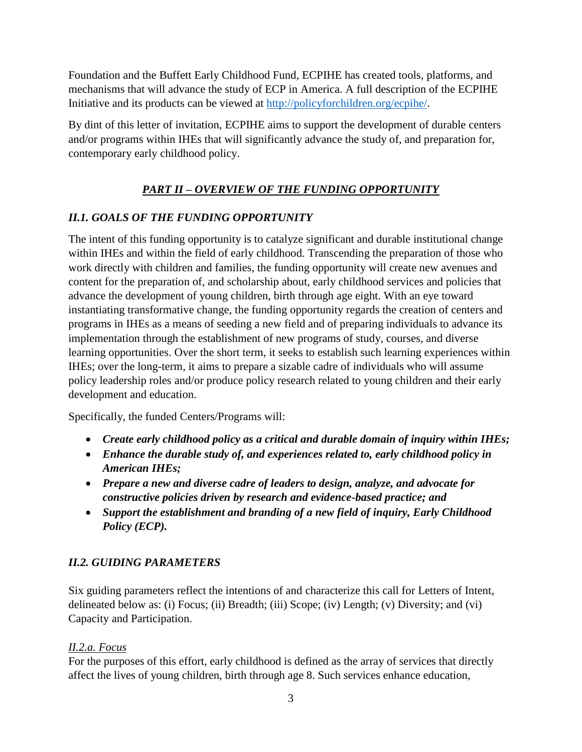Foundation and the Buffett Early Childhood Fund, ECPIHE has created tools, platforms, and mechanisms that will advance the study of ECP in America. A full description of the ECPIHE Initiative and its products can be viewed at [http://policyforchildren.org/ecpihe/](http://policyforchildren.org/ecpihe/).

By dint of this letter of invitation, ECPIHE aims to support the development of durable centers and/or programs within IHEs that will significantly advance the study of, and preparation for, contemporary early childhood policy.

## *PART II – OVERVIEW OF THE FUNDING OPPORTUNITY*

### *II.1. GOALS OF THE FUNDING OPPORTUNITY*

The intent of this funding opportunity is to catalyze significant and durable institutional change within IHEs and within the field of early childhood. Transcending the preparation of those who work directly with children and families, the funding opportunity will create new avenues and content for the preparation of, and scholarship about, early childhood services and policies that advance the development of young children, birth through age eight. With an eye toward instantiating transformative change, the funding opportunity regards the creation of centers and programs in IHEs as a means of seeding a new field and of preparing individuals to advance its implementation through the establishment of new programs of study, courses, and diverse learning opportunities. Over the short term, it seeks to establish such learning experiences within IHEs; over the long-term, it aims to prepare a sizable cadre of individuals who will assume policy leadership roles and/or produce policy research related to young children and their early development and education.

Specifically, the funded Centers/Programs will:

- ***Create early childhood policy as a critical and durable domain of inquiry within IHEs;***
- ***Enhance the durable study of, and experiences related to, early childhood policy in American IHEs;***
- ***Prepare a new and diverse cadre of leaders to design, analyze, and advocate for constructive policies driven by research and evidence-based practice; and***
- ***Support the establishment and branding of a new field of inquiry, Early Childhood Policy (ECP).***

### *II.2. GUIDING PARAMETERS*

Six guiding parameters reflect the intentions of and characterize this call for Letters of Intent, delineated below as: (i) Focus; (ii) Breadth; (iii) Scope; (iv) Length; (v) Diversity; and (vi) Capacity and Participation.

#### *II.2.a. Focus*

For the purposes of this effort, early childhood is defined as the array of services that directly affect the lives of young children, birth through age 8. Such services enhance education,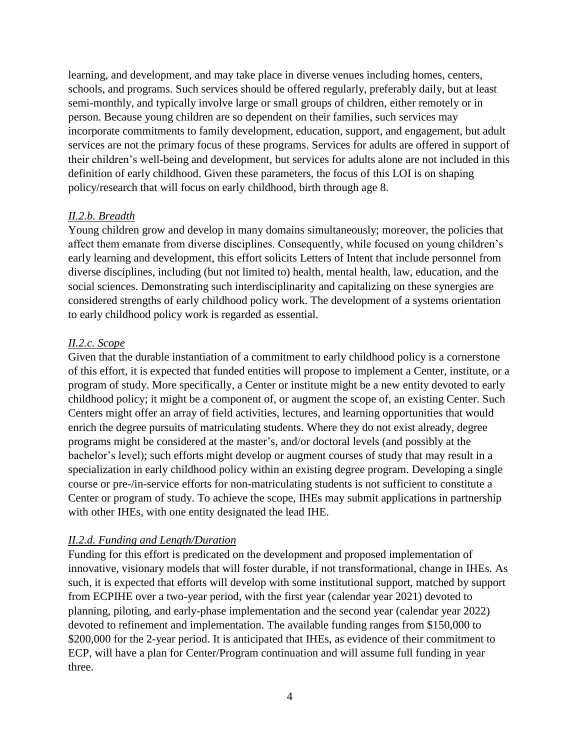learning, and development, and may take place in diverse venues including homes, centers, schools, and programs. Such services should be offered regularly, preferably daily, but at least semi-monthly, and typically involve large or small groups of children, either remotely or in person. Because young children are so dependent on their families, such services may incorporate commitments to family development, education, support, and engagement, but adult services are not the primary focus of these programs. Services for adults are offered in support of their children's well-being and development, but services for adults alone are not included in this definition of early childhood. Given these parameters, the focus of this LOI is on shaping policy/research that will focus on early childhood, birth through age 8.

### *II.2.b. Breadth*

Young children grow and develop in many domains simultaneously; moreover, the policies that affect them emanate from diverse disciplines. Consequently, while focused on young children's early learning and development, this effort solicits Letters of Intent that include personnel from diverse disciplines, including (but not limited to) health, mental health, law, education, and the social sciences. Demonstrating such interdisciplinarity and capitalizing on these synergies are considered strengths of early childhood policy work. The development of a systems orientation to early childhood policy work is regarded as essential.

### *II.2.c. Scope*

Given that the durable instantiation of a commitment to early childhood policy is a cornerstone of this effort, it is expected that funded entities will propose to implement a Center, institute, or a program of study. More specifically, a Center or institute might be a new entity devoted to early childhood policy; it might be a component of, or augment the scope of, an existing Center. Such Centers might offer an array of field activities, lectures, and learning opportunities that would enrich the degree pursuits of matriculating students. Where they do not exist already, degree programs might be considered at the master's, and/or doctoral levels (and possibly at the bachelor's level); such efforts might develop or augment courses of study that may result in a specialization in early childhood policy within an existing degree program. Developing a single course or pre-/in-service efforts for non-matriculating students is not sufficient to constitute a Center or program of study. To achieve the scope, IHEs may submit applications in partnership with other IHEs, with one entity designated the lead IHE.

### *II.2.d. Funding and Length/Duration*

Funding for this effort is predicated on the development and proposed implementation of innovative, visionary models that will foster durable, if not transformational, change in IHEs. As such, it is expected that efforts will develop with some institutional support, matched by support from ECPIHE over a two-year period, with the first year (calendar year 2021) devoted to planning, piloting, and early-phase implementation and the second year (calendar year 2022) devoted to refinement and implementation. The available funding ranges from $150,000 to $200,000 for the 2-year period. It is anticipated that IHEs, as evidence of their commitment to ECP, will have a plan for Center/Program continuation and will assume full funding in year three.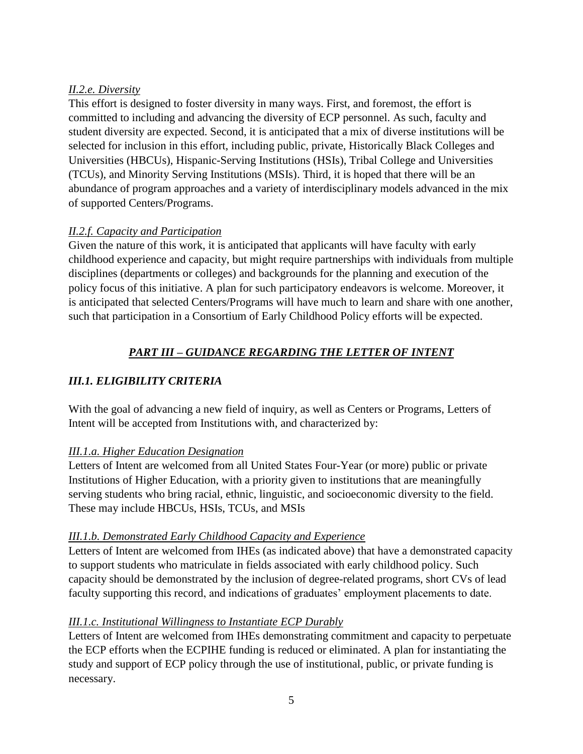*II.2.e. Diversity*

This effort is designed to foster diversity in many ways. First, and foremost, the effort is committed to including and advancing the diversity of ECP personnel. As such, faculty and student diversity are expected. Second, it is anticipated that a mix of diverse institutions will be selected for inclusion in this effort, including public, private, Historically Black Colleges and Universities (HBCUs), Hispanic-Serving Institutions (HSIs), Tribal College and Universities (TCUs), and Minority Serving Institutions (MSIs). Third, it is hoped that there will be an abundance of program approaches and a variety of interdisciplinary models advanced in the mix of supported Centers/Programs.

*II.2.f. Capacity and Participation*

Given the nature of this work, it is anticipated that applicants will have faculty with early childhood experience and capacity, but might require partnerships with individuals from multiple disciplines (departments or colleges) and backgrounds for the planning and execution of the policy focus of this initiative. A plan for such participatory endeavors is welcome. Moreover, it is anticipated that selected Centers/Programs will have much to learn and share with one another, such that participation in a Consortium of Early Childhood Policy efforts will be expected.

## *PART III – GUIDANCE REGARDING THE LETTER OF INTENT*

### *III.1. ELIGIBILITY CRITERIA*

With the goal of advancing a new field of inquiry, as well as Centers or Programs, Letters of Intent will be accepted from Institutions with, and characterized by:

*III.1.a. Higher Education Designation*

Letters of Intent are welcomed from all United States Four-Year (or more) public or private Institutions of Higher Education, with a priority given to institutions that are meaningfully serving students who bring racial, ethnic, linguistic, and socioeconomic diversity to the field. These may include HBCUs, HSIs, TCUs, and MSIs

*III.1.b. Demonstrated Early Childhood Capacity and Experience*

Letters of Intent are welcomed from IHEs (as indicated above) that have a demonstrated capacity to support students who matriculate in fields associated with early childhood policy. Such capacity should be demonstrated by the inclusion of degree-related programs, short CVs of lead faculty supporting this record, and indications of graduates' employment placements to date.

*III.1.c. Institutional Willingness to Instantiate ECP Durably*

Letters of Intent are welcomed from IHEs demonstrating commitment and capacity to perpetuate the ECP efforts when the ECPIHE funding is reduced or eliminated. A plan for instantiating the study and support of ECP policy through the use of institutional, public, or private funding is necessary.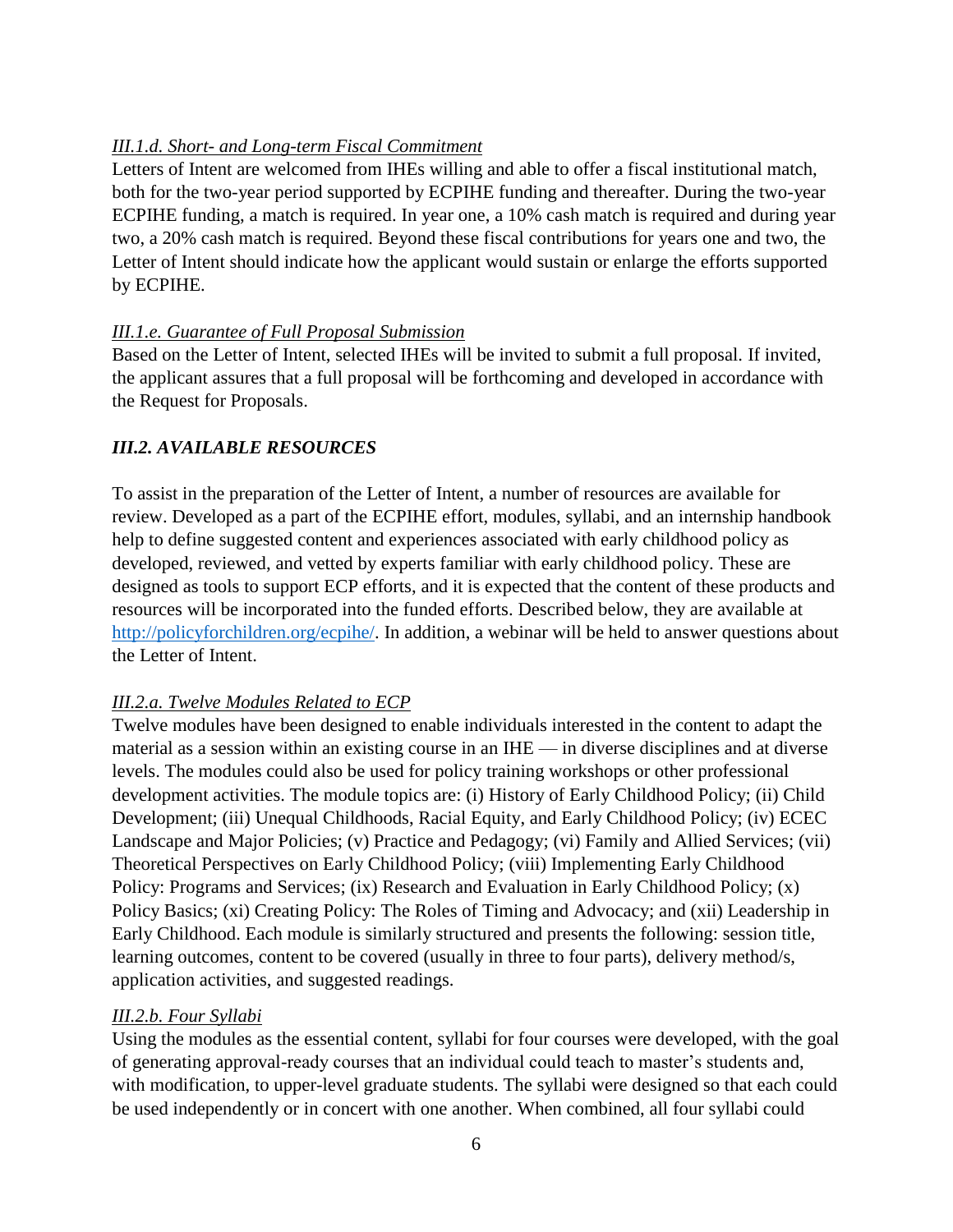#### *III.1.d. Short- and Long-term Fiscal Commitment*

Letters of Intent are welcomed from IHEs willing and able to offer a fiscal institutional match, both for the two-year period supported by ECPIHE funding and thereafter. During the two-year ECPIHE funding, a match is required. In year one, a 10% cash match is required and during year two, a 20% cash match is required. Beyond these fiscal contributions for years one and two, the Letter of Intent should indicate how the applicant would sustain or enlarge the efforts supported by ECPIHE.

#### *III.1.e. Guarantee of Full Proposal Submission*

Based on the Letter of Intent, selected IHEs will be invited to submit a full proposal. If invited, the applicant assures that a full proposal will be forthcoming and developed in accordance with the Request for Proposals.

### *III.2. AVAILABLE RESOURCES*

To assist in the preparation of the Letter of Intent, a number of resources are available for review. Developed as a part of the ECPIHE effort, modules, syllabi, and an internship handbook help to define suggested content and experiences associated with early childhood policy as developed, reviewed, and vetted by experts familiar with early childhood policy. These are designed as tools to support ECP efforts, and it is expected that the content of these products and resources will be incorporated into the funded efforts. Described below, they are available at http://policyforchildren.org/ecpihe/. In addition, a webinar will be held to answer questions about the Letter of Intent.

#### *III.2.a. Twelve Modules Related to ECP*

Twelve modules have been designed to enable individuals interested in the content to adapt the material as a session within an existing course in an IHE — in diverse disciplines and at diverse levels. The modules could also be used for policy training workshops or other professional development activities. The module topics are: (i) History of Early Childhood Policy; (ii) Child Development; (iii) Unequal Childhoods, Racial Equity, and Early Childhood Policy; (iv) ECEC Landscape and Major Policies; (v) Practice and Pedagogy; (vi) Family and Allied Services; (vii) Theoretical Perspectives on Early Childhood Policy; (viii) Implementing Early Childhood Policy: Programs and Services; (ix) Research and Evaluation in Early Childhood Policy; (x) Policy Basics; (xi) Creating Policy: The Roles of Timing and Advocacy; and (xii) Leadership in Early Childhood. Each module is similarly structured and presents the following: session title, learning outcomes, content to be covered (usually in three to four parts), delivery method/s, application activities, and suggested readings.

#### *III.2.b. Four Syllabi*

Using the modules as the essential content, syllabi for four courses were developed, with the goal of generating approval-ready courses that an individual could teach to master's students and, with modification, to upper-level graduate students. The syllabi were designed so that each could be used independently or in concert with one another. When combined, all four syllabi could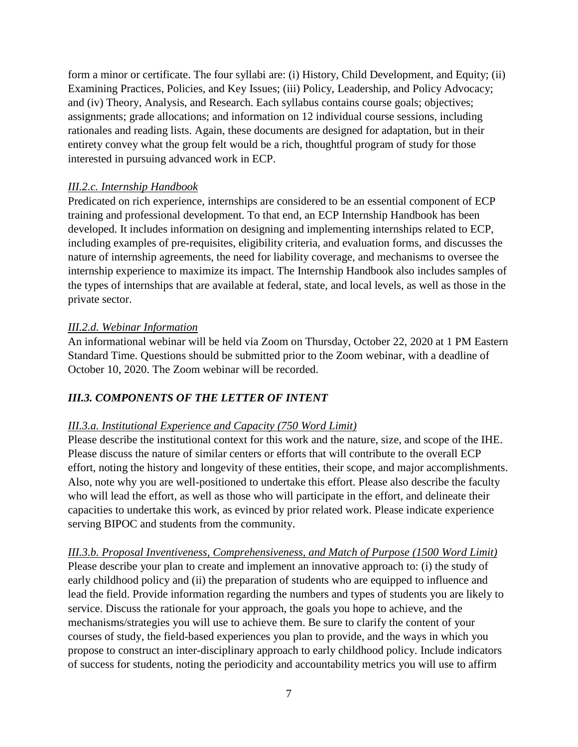form a minor or certificate. The four syllabi are: (i) History, Child Development, and Equity; (ii) Examining Practices, Policies, and Key Issues; (iii) Policy, Leadership, and Policy Advocacy; and (iv) Theory, Analysis, and Research. Each syllabus contains course goals; objectives; assignments; grade allocations; and information on 12 individual course sessions, including rationales and reading lists. Again, these documents are designed for adaptation, but in their entirety convey what the group felt would be a rich, thoughtful program of study for those interested in pursuing advanced work in ECP.

#### *III.2.c. Internship Handbook*

Predicated on rich experience, internships are considered to be an essential component of ECP training and professional development. To that end, an ECP Internship Handbook has been developed. It includes information on designing and implementing internships related to ECP, including examples of pre-requisites, eligibility criteria, and evaluation forms, and discusses the nature of internship agreements, the need for liability coverage, and mechanisms to oversee the internship experience to maximize its impact. The Internship Handbook also includes samples of the types of internships that are available at federal, state, and local levels, as well as those in the private sector.

#### *III.2.d. Webinar Information*

An informational webinar will be held via Zoom on Thursday, October 22, 2020 at 1 PM Eastern Standard Time. Questions should be submitted prior to the Zoom webinar, with a deadline of October 10, 2020. The Zoom webinar will be recorded.

### *III.3. COMPONENTS OF THE LETTER OF INTENT*

#### *III.3.a. Institutional Experience and Capacity (750 Word Limit)*

Please describe the institutional context for this work and the nature, size, and scope of the IHE. Please discuss the nature of similar centers or efforts that will contribute to the overall ECP effort, noting the history and longevity of these entities, their scope, and major accomplishments. Also, note why you are well-positioned to undertake this effort. Please also describe the faculty who will lead the effort, as well as those who will participate in the effort, and delineate their capacities to undertake this work, as evinced by prior related work. Please indicate experience serving BIPOC and students from the community.

#### *III.3.b. Proposal Inventiveness, Comprehensiveness, and Match of Purpose (1500 Word Limit)*

Please describe your plan to create and implement an innovative approach to: (i) the study of early childhood policy and (ii) the preparation of students who are equipped to influence and lead the field. Provide information regarding the numbers and types of students you are likely to service. Discuss the rationale for your approach, the goals you hope to achieve, and the mechanisms/strategies you will use to achieve them. Be sure to clarify the content of your courses of study, the field-based experiences you plan to provide, and the ways in which you propose to construct an inter-disciplinary approach to early childhood policy. Include indicators of success for students, noting the periodicity and accountability metrics you will use to affirm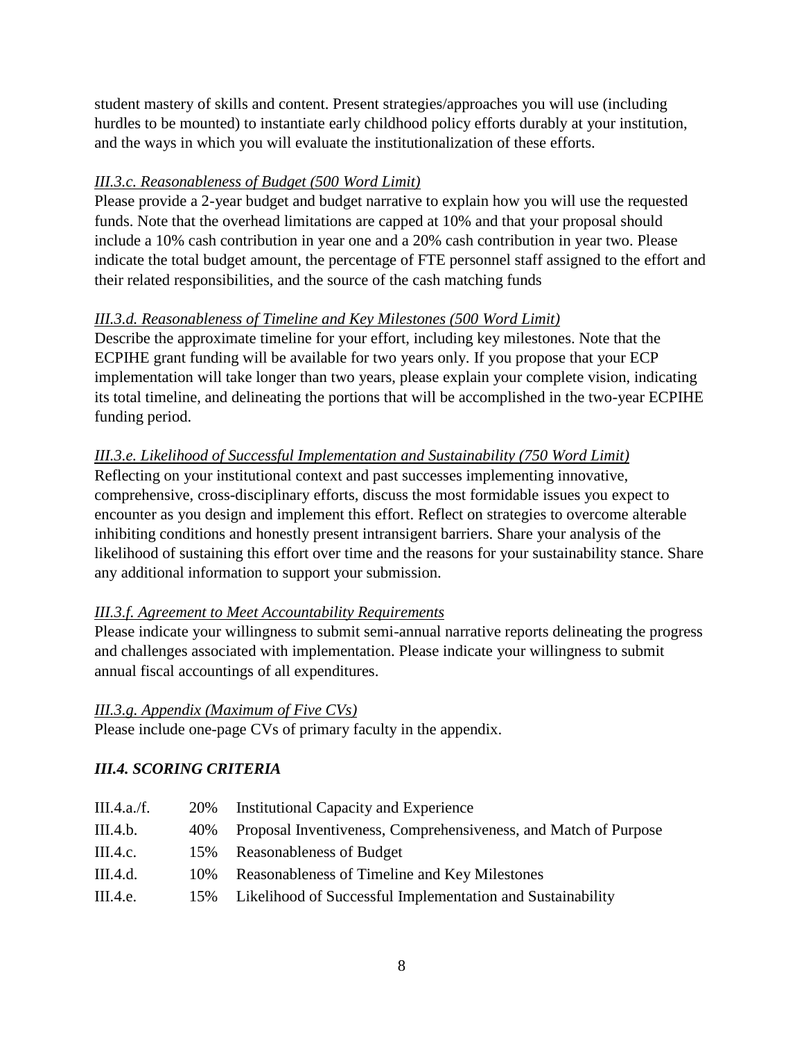student mastery of skills and content. Present strategies/approaches you will use (including hurdles to be mounted) to instantiate early childhood policy efforts durably at your institution, and the ways in which you will evaluate the institutionalization of these efforts.

*III.3.c. Reasonableness of Budget (500 Word Limit)*

Please provide a 2-year budget and budget narrative to explain how you will use the requested funds. Note that the overhead limitations are capped at 10% and that your proposal should include a 10% cash contribution in year one and a 20% cash contribution in year two. Please indicate the total budget amount, the percentage of FTE personnel staff assigned to the effort and their related responsibilities, and the source of the cash matching funds

*III.3.d. Reasonableness of Timeline and Key Milestones (500 Word Limit)*

Describe the approximate timeline for your effort, including key milestones. Note that the ECPIHE grant funding will be available for two years only. If you propose that your ECP implementation will take longer than two years, please explain your complete vision, indicating its total timeline, and delineating the portions that will be accomplished in the two-year ECPIHE funding period.

*III.3.e. Likelihood of Successful Implementation and Sustainability (750 Word Limit)*

Reflecting on your institutional context and past successes implementing innovative, comprehensive, cross-disciplinary efforts, discuss the most formidable issues you expect to encounter as you design and implement this effort. Reflect on strategies to overcome alterable inhibiting conditions and honestly present intransigent barriers. Share your analysis of the likelihood of sustaining this effort over time and the reasons for your sustainability stance. Share any additional information to support your submission.

*III.3.f. Agreement to Meet Accountability Requirements*

Please indicate your willingness to submit semi-annual narrative reports delineating the progress and challenges associated with implementation. Please indicate your willingness to submit annual fiscal accountings of all expenditures.

*III.3.g. Appendix (Maximum of Five CVs)*

Please include one-page CVs of primary faculty in the appendix.

### *III.4. SCORING CRITERIA*

| | | |
|---|---|---|
| III.4.a./f. | 20% | Institutional Capacity and Experience |
| III.4.b. | 40% | Proposal Inventiveness, Comprehensiveness, and Match of Purpose |
| III.4.c. | 15% | Reasonableness of Budget |
| III.4.d. | 10% | Reasonableness of Timeline and Key Milestones |
| III.4.e. | 15% | Likelihood of Successful Implementation and Sustainability |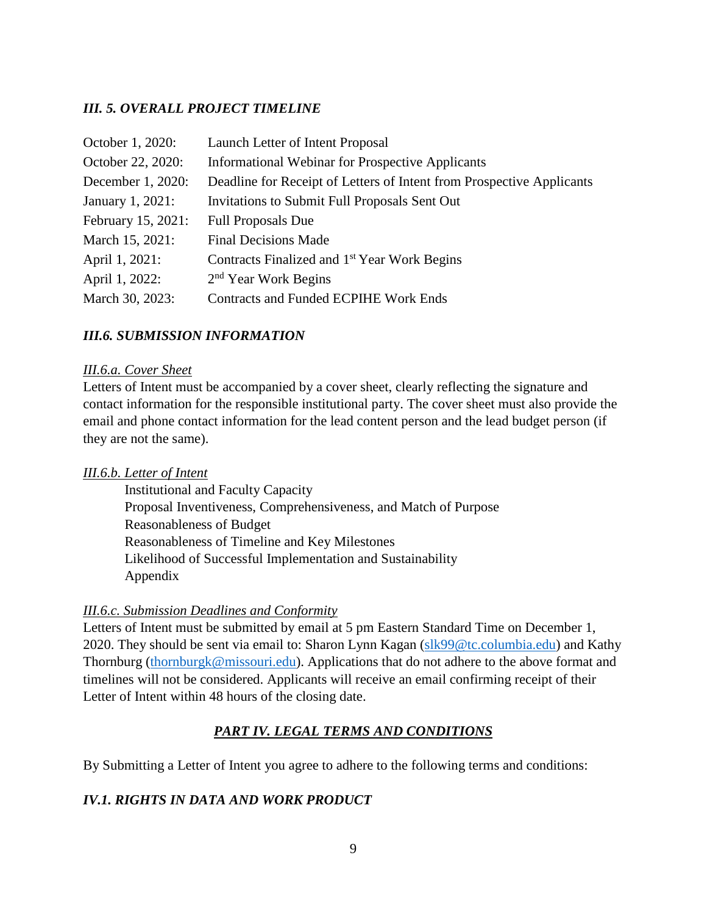### *III. 5. OVERALL PROJECT TIMELINE*

| | |
|---|---|
| October 1, 2020: | Launch Letter of Intent Proposal |
| October 22, 2020: | Informational Webinar for Prospective Applicants |
| December 1, 2020: | Deadline for Receipt of Letters of Intent from Prospective Applicants |
| January 1, 2021: | Invitations to Submit Full Proposals Sent Out |
| February 15, 2021: | Full Proposals Due |
| March 15, 2021: | Final Decisions Made |
| April 1, 2021: | Contracts Finalized and 1st Year Work Begins |
| April 1, 2022: | 2nd Year Work Begins |
| March 30, 2023: | Contracts and Funded ECPIHE Work Ends |

### *III.6. SUBMISSION INFORMATION*

*III.6.a. Cover Sheet*

Letters of Intent must be accompanied by a cover sheet, clearly reflecting the signature and contact information for the responsible institutional party. The cover sheet must also provide the email and phone contact information for the lead content person and the lead budget person (if they are not the same).

*III.6.b. Letter of Intent*

- Institutional and Faculty Capacity
- Proposal Inventiveness, Comprehensiveness, and Match of Purpose
- Reasonableness of Budget
- Reasonableness of Timeline and Key Milestones
- Likelihood of Successful Implementation and Sustainability
- Appendix

*III.6.c. Submission Deadlines and Conformity*

Letters of Intent must be submitted by email at 5 pm Eastern Standard Time on December 1, 2020. They should be sent via email to: Sharon Lynn Kagan (slk99@tc.columbia.edu) and Kathy Thornburg (thornburgk@missouri.edu). Applications that do not adhere to the above format and timelines will not be considered. Applicants will receive an email confirming receipt of their Letter of Intent within 48 hours of the closing date.

## *PART IV. LEGAL TERMS AND CONDITIONS*

By Submitting a Letter of Intent you agree to adhere to the following terms and conditions:

### *IV.1. RIGHTS IN DATA AND WORK PRODUCT*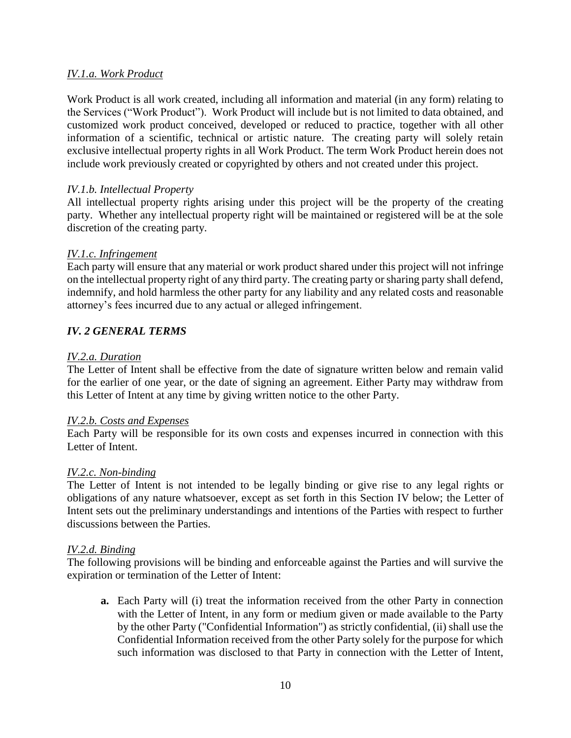*IV.1.a. Work Product*

Work Product is all work created, including all information and material (in any form) relating to the Services ("Work Product"). Work Product will include but is not limited to data obtained, and customized work product conceived, developed or reduced to practice, together with all other information of a scientific, technical or artistic nature. The creating party will solely retain exclusive intellectual property rights in all Work Product. The term Work Product herein does not include work previously created or copyrighted by others and not created under this project.

*IV.1.b. Intellectual Property*

All intellectual property rights arising under this project will be the property of the creating party. Whether any intellectual property right will be maintained or registered will be at the sole discretion of the creating party.

*IV.1.c. Infringement*

Each party will ensure that any material or work product shared under this project will not infringe on the intellectual property right of any third party. The creating party or sharing party shall defend, indemnify, and hold harmless the other party for any liability and any related costs and reasonable attorney's fees incurred due to any actual or alleged infringement.

### *IV. 2 GENERAL TERMS*

*IV.2.a. Duration*

The Letter of Intent shall be effective from the date of signature written below and remain valid for the earlier of one year, or the date of signing an agreement. Either Party may withdraw from this Letter of Intent at any time by giving written notice to the other Party.

*IV.2.b. Costs and Expenses*

Each Party will be responsible for its own costs and expenses incurred in connection with this Letter of Intent.

*IV.2.c. Non-binding*

The Letter of Intent is not intended to be legally binding or give rise to any legal rights or obligations of any nature whatsoever, except as set forth in this Section IV below; the Letter of Intent sets out the preliminary understandings and intentions of the Parties with respect to further discussions between the Parties.

*IV.2.d. Binding*

The following provisions will be binding and enforceable against the Parties and will survive the expiration or termination of the Letter of Intent:

- **a.** Each Party will (i) treat the information received from the other Party in connection with the Letter of Intent, in any form or medium given or made available to the Party by the other Party ("Confidential Information") as strictly confidential, (ii) shall use the Confidential Information received from the other Party solely for the purpose for which such information was disclosed to that Party in connection with the Letter of Intent,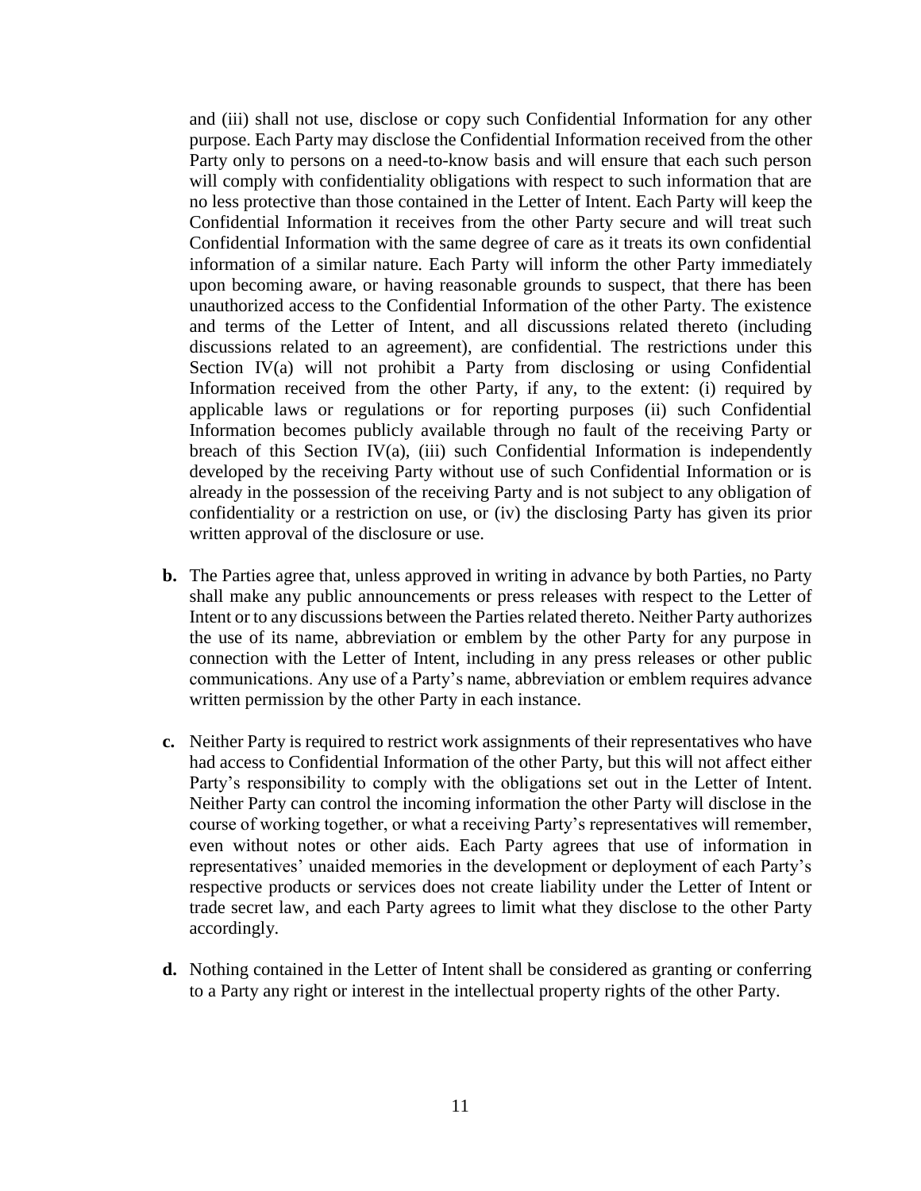and (iii) shall not use, disclose or copy such Confidential Information for any other purpose. Each Party may disclose the Confidential Information received from the other Party only to persons on a need-to-know basis and will ensure that each such person will comply with confidentiality obligations with respect to such information that are no less protective than those contained in the Letter of Intent. Each Party will keep the Confidential Information it receives from the other Party secure and will treat such Confidential Information with the same degree of care as it treats its own confidential information of a similar nature. Each Party will inform the other Party immediately upon becoming aware, or having reasonable grounds to suspect, that there has been unauthorized access to the Confidential Information of the other Party. The existence and terms of the Letter of Intent, and all discussions related thereto (including discussions related to an agreement), are confidential. The restrictions under this Section IV(a) will not prohibit a Party from disclosing or using Confidential Information received from the other Party, if any, to the extent: (i) required by applicable laws or regulations or for reporting purposes (ii) such Confidential Information becomes publicly available through no fault of the receiving Party or breach of this Section IV(a), (iii) such Confidential Information is independently developed by the receiving Party without use of such Confidential Information or is already in the possession of the receiving Party and is not subject to any obligation of confidentiality or a restriction on use, or (iv) the disclosing Party has given its prior written approval of the disclosure or use.

**b.** The Parties agree that, unless approved in writing in advance by both Parties, no Party shall make any public announcements or press releases with respect to the Letter of Intent or to any discussions between the Parties related thereto. Neither Party authorizes the use of its name, abbreviation or emblem by the other Party for any purpose in connection with the Letter of Intent, including in any press releases or other public communications. Any use of a Party's name, abbreviation or emblem requires advance written permission by the other Party in each instance.

**c.** Neither Party is required to restrict work assignments of their representatives who have had access to Confidential Information of the other Party, but this will not affect either Party's responsibility to comply with the obligations set out in the Letter of Intent. Neither Party can control the incoming information the other Party will disclose in the course of working together, or what a receiving Party's representatives will remember, even without notes or other aids. Each Party agrees that use of information in representatives' unaided memories in the development or deployment of each Party's respective products or services does not create liability under the Letter of Intent or trade secret law, and each Party agrees to limit what they disclose to the other Party accordingly.

**d.** Nothing contained in the Letter of Intent shall be considered as granting or conferring to a Party any right or interest in the intellectual property rights of the other Party.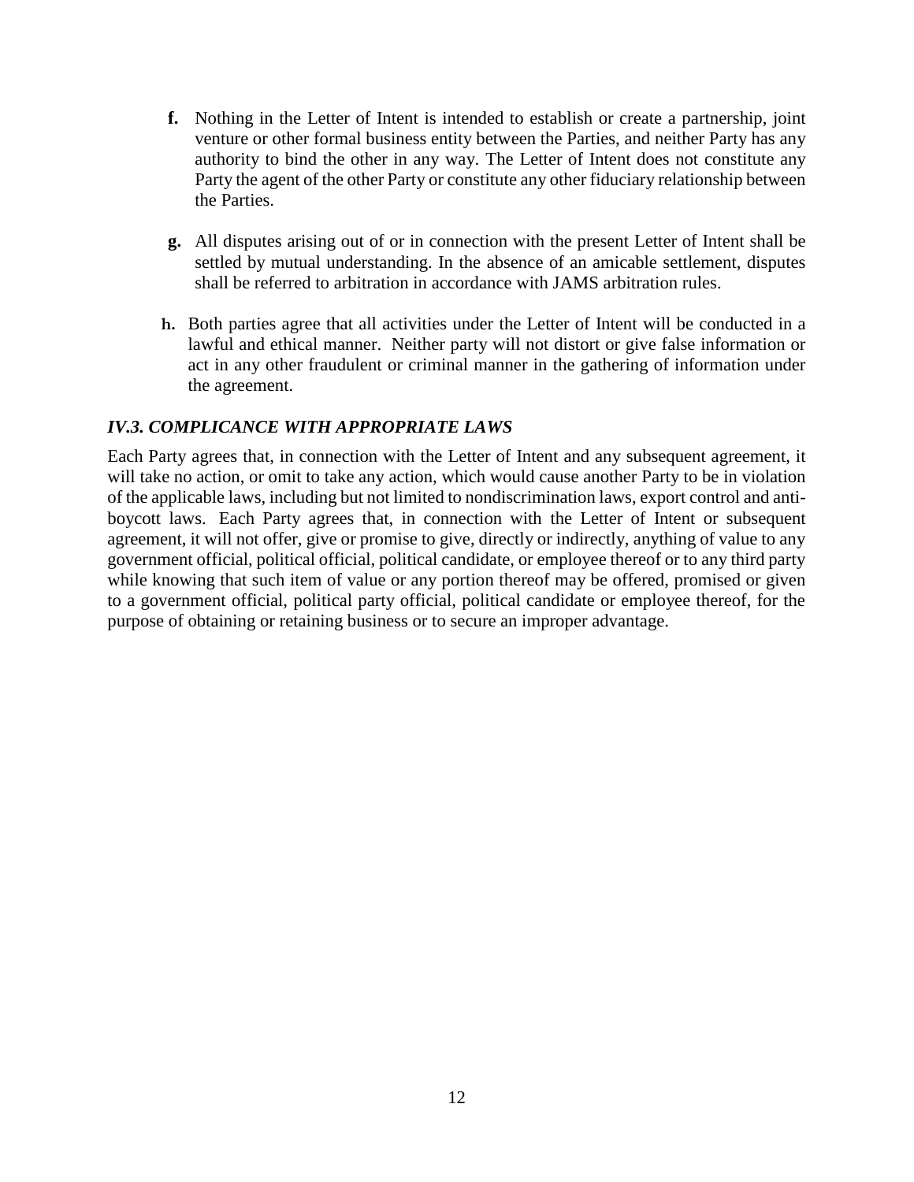**f.** Nothing in the Letter of Intent is intended to establish or create a partnership, joint venture or other formal business entity between the Parties, and neither Party has any authority to bind the other in any way. The Letter of Intent does not constitute any Party the agent of the other Party or constitute any other fiduciary relationship between the Parties.

**g.** All disputes arising out of or in connection with the present Letter of Intent shall be settled by mutual understanding. In the absence of an amicable settlement, disputes shall be referred to arbitration in accordance with JAMS arbitration rules.

**h.** Both parties agree that all activities under the Letter of Intent will be conducted in a lawful and ethical manner. Neither party will not distort or give false information or act in any other fraudulent or criminal manner in the gathering of information under the agreement.

### *IV.3. COMPLICANCE WITH APPROPRIATE LAWS*

Each Party agrees that, in connection with the Letter of Intent and any subsequent agreement, it will take no action, or omit to take any action, which would cause another Party to be in violation of the applicable laws, including but not limited to nondiscrimination laws, export control and anti-boycott laws. Each Party agrees that, in connection with the Letter of Intent or subsequent agreement, it will not offer, give or promise to give, directly or indirectly, anything of value to any government official, political official, political candidate, or employee thereof or to any third party while knowing that such item of value or any portion thereof may be offered, promised or given to a government official, political party official, political candidate or employee thereof, for the purpose of obtaining or retaining business or to secure an improper advantage.